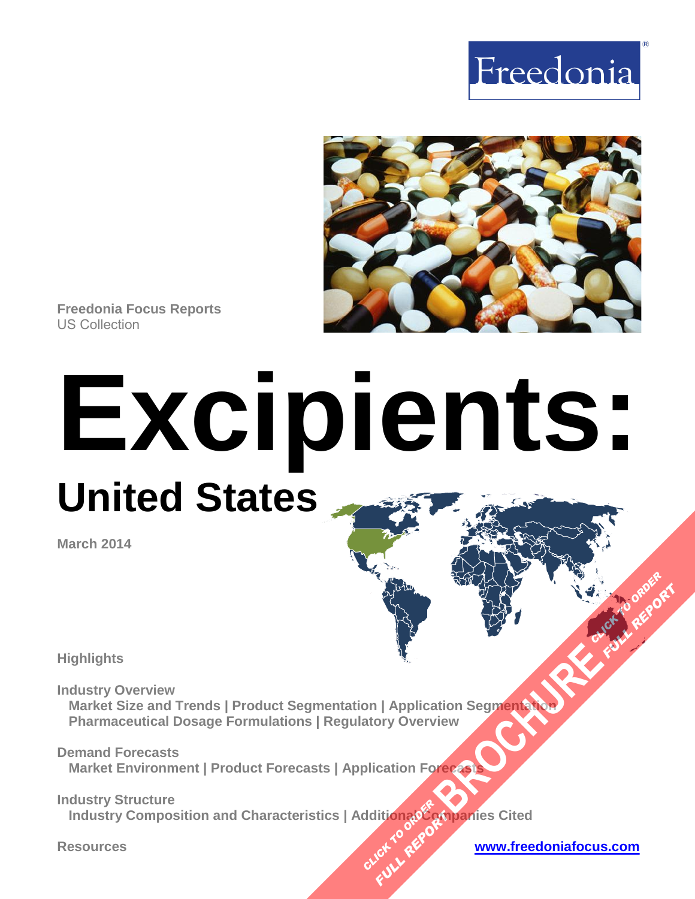Freedonia

Freedonia Focus Reports
US Collection

# Excipients:

## United States

March 2014

**Highlights**

**Industry Overview**
Market Size and Trends | Product Segmentation | Application Segmentation
Pharmaceutical Dosage Formulations | Regulatory Overview

**Demand Forecasts**
Market Environment | Product Forecasts | Application Forecasts

**Industry Structure**
Industry Composition and Characteristics | Additional Companies Cited

**Resources**

www.freedoniafocus.com

BROCHURE
CLICK TO ORDER FULL REPORT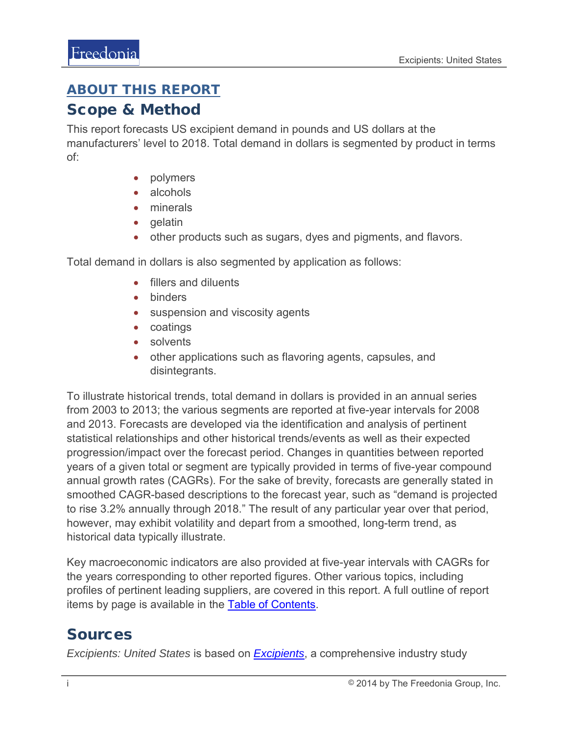## ABOUT THIS REPORT

## Scope & Method

This report forecasts US excipient demand in pounds and US dollars at the manufacturers' level to 2018. Total demand in dollars is segmented by product in terms of:

- polymers
- alcohols
- minerals
- gelatin
- other products such as sugars, dyes and pigments, and flavors.

Total demand in dollars is also segmented by application as follows:

- fillers and diluents
- binders
- suspension and viscosity agents
- coatings
- solvents
- other applications such as flavoring agents, capsules, and disintegrants.

To illustrate historical trends, total demand in dollars is provided in an annual series from 2003 to 2013; the various segments are reported at five-year intervals for 2008 and 2013. Forecasts are developed via the identification and analysis of pertinent statistical relationships and other historical trends/events as well as their expected progression/impact over the forecast period. Changes in quantities between reported years of a given total or segment are typically provided in terms of five-year compound annual growth rates (CAGRs). For the sake of brevity, forecasts are generally stated in smoothed CAGR-based descriptions to the forecast year, such as "demand is projected to rise 3.2% annually through 2018." The result of any particular year over that period, however, may exhibit volatility and depart from a smoothed, long-term trend, as historical data typically illustrate.

Key macroeconomic indicators are also provided at five-year intervals with CAGRs for the years corresponding to other reported figures. Other various topics, including profiles of pertinent leading suppliers, are covered in this report. A full outline of report items by page is available in the Table of Contents.

## Sources

*Excipients: United States* is based on *Excipients*, a comprehensive industry study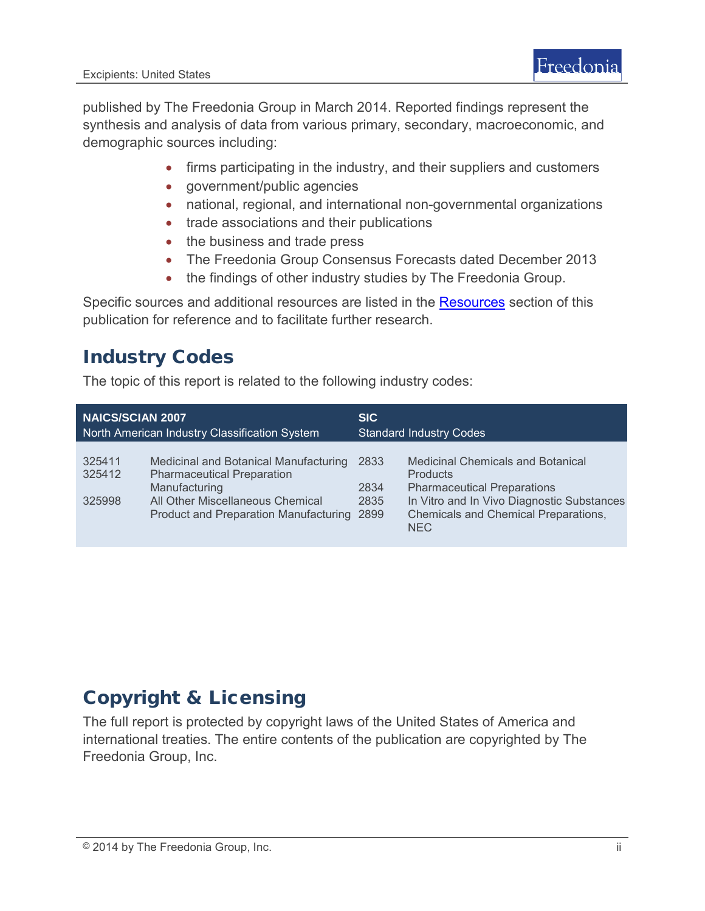published by The Freedonia Group in March 2014. Reported findings represent the synthesis and analysis of data from various primary, secondary, macroeconomic, and demographic sources including:

- firms participating in the industry, and their suppliers and customers
- government/public agencies
- national, regional, and international non-governmental organizations
- trade associations and their publications
- the business and trade press
- The Freedonia Group Consensus Forecasts dated December 2013
- the findings of other industry studies by The Freedonia Group.

Specific sources and additional resources are listed in the Resources section of this publication for reference and to facilitate further research.

## Industry Codes

The topic of this report is related to the following industry codes:

| NAICS/SCIAN 2007 North American Industry Classification System | | SIC Standard Industry Codes | |
|---|---|---|---|
| 325411 | Medicinal and Botanical Manufacturing | 2833 | Medicinal Chemicals and Botanical Products |
| 325412 | Pharmaceutical Preparation Manufacturing | 2834 | Pharmaceutical Preparations |
| 325998 | All Other Miscellaneous Chemical Product and Preparation Manufacturing | 2835 | In Vitro and In Vivo Diagnostic Substances |
| | | 2899 | Chemicals and Chemical Preparations, NEC |

## Copyright & Licensing

The full report is protected by copyright laws of the United States of America and international treaties. The entire contents of the publication are copyrighted by The Freedonia Group, Inc.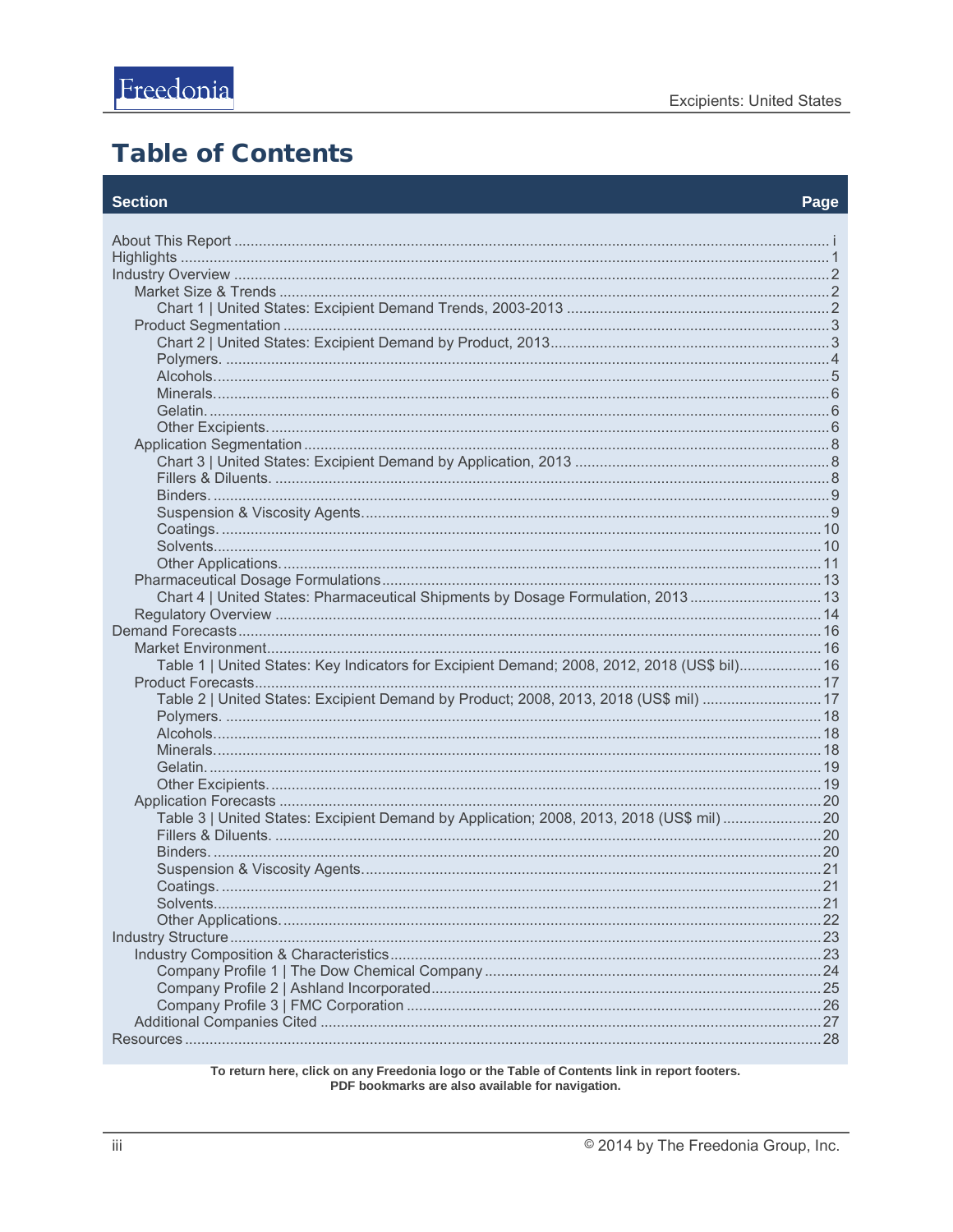# Table of Contents

| Section | Page |
| --- | --- |
| About This Report | i |
| Highlights | 1 |
| Industry Overview | 2 |
| Market Size & Trends | 2 |
| Chart 1 \| United States: Excipient Demand Trends, 2003-2013 | 2 |
| Product Segmentation | 3 |
| Chart 2 \| United States: Excipient Demand by Product, 2013 | 3 |
| Polymers. | 4 |
| Alcohols. | 5 |
| Minerals. | 6 |
| Gelatin. | 6 |
| Other Excipients. | 6 |
| Application Segmentation | 8 |
| Chart 3 \| United States: Excipient Demand by Application, 2013 | 8 |
| Fillers & Diluents. | 8 |
| Binders. | 9 |
| Suspension & Viscosity Agents. | 9 |
| Coatings. | 10 |
| Solvents. | 10 |
| Other Applications. | 11 |
| Pharmaceutical Dosage Formulations | 13 |
| Chart 4 \| United States: Pharmaceutical Shipments by Dosage Formulation, 2013 | 13 |
| Regulatory Overview | 14 |
| Demand Forecasts | 16 |
| Market Environment | 16 |
| Table 1 \| United States: Key Indicators for Excipient Demand; 2008, 2012, 2018 (US$ bil) | 16 |
| Product Forecasts | 17 |
| Table 2 \| United States: Excipient Demand by Product; 2008, 2013, 2018 (US$ mil) | 17 |
| Polymers. | 18 |
| Alcohols. | 18 |
| Minerals. | 18 |
| Gelatin. | 19 |
| Other Excipients. | 19 |
| Application Forecasts | 20 |
| Table 3 \| United States: Excipient Demand by Application; 2008, 2013, 2018 (US$ mil) | 20 |
| Fillers & Diluents. | 20 |
| Binders. | 20 |
| Suspension & Viscosity Agents. | 21 |
| Coatings. | 21 |
| Solvents. | 21 |
| Other Applications. | 22 |
| Industry Structure | 23 |
| Industry Composition & Characteristics | 23 |
| Company Profile 1 \| The Dow Chemical Company | 24 |
| Company Profile 2 \| Ashland Incorporated | 25 |
| Company Profile 3 \| FMC Corporation | 26 |
| Additional Companies Cited | 27 |
| Resources | 28 |

**To return here, click on any Freedonia logo or the Table of Contents link in report footers.**
**PDF bookmarks are also available for navigation.**